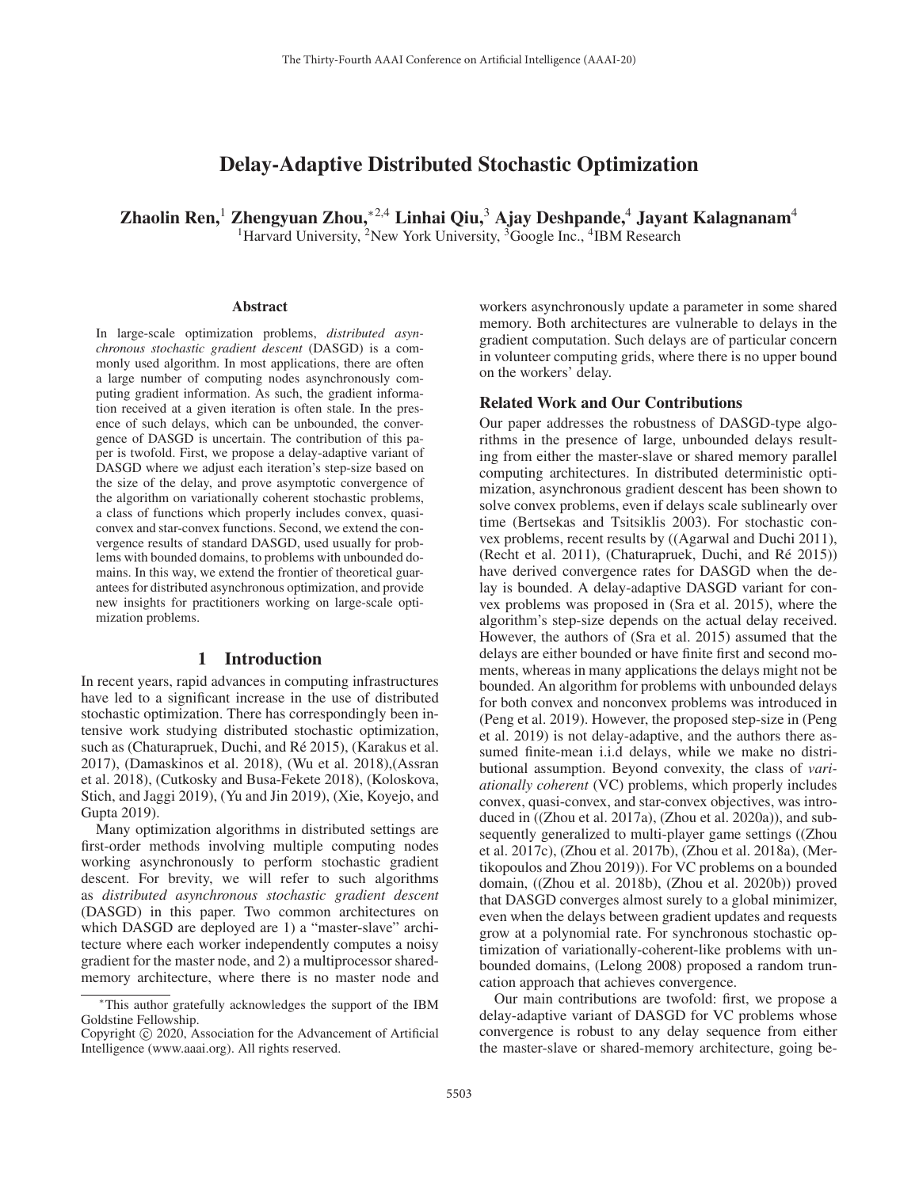# Delay-Adaptive Distributed Stochastic Optimization

**Zhaolin Ren,[1] Zhengyuan Zhou,[*2,4] Linhai Qiu,[3] Ajay Deshpande,[4] Jayant Kalagnanam[4]**

[1]Harvard University, [2]New York University, [3]Google Inc., [4]IBM Research

### Abstract

In large-scale optimization problems, *distributed asynchronous stochastic gradient descent* (DASGD) is a commonly used algorithm. In most applications, there are often a large number of computing nodes asynchronously computing gradient information. As such, the gradient information received at a given iteration is often stale. In the presence of such delays, which can be unbounded, the convergence of DASGD is uncertain. The contribution of this paper is twofold. First, we propose a delay-adaptive variant of DASGD where we adjust each iteration's step-size based on the size of the delay, and prove asymptotic convergence of the algorithm on variationally coherent stochastic problems, a class of functions which properly includes convex, quasi-convex and star-convex functions. Second, we extend the convergence results of standard DASGD, used usually for problems with bounded domains, to problems with unbounded domains. In this way, we extend the frontier of theoretical guarantees for distributed asynchronous optimization, and provide new insights for practitioners working on large-scale optimization problems.

## 1 Introduction

In recent years, rapid advances in computing infrastructures have led to a significant increase in the use of distributed stochastic optimization. There has correspondingly been intensive work studying distributed stochastic optimization, such as (Chaturapruek, Duchi, and Ré 2015), (Karakus et al. 2017), (Damaskinos et al. 2018), (Wu et al. 2018),(Assran et al. 2018), (Cutkosky and Busa-Fekete 2018), (Koloskova, Stich, and Jaggi 2019), (Yu and Jin 2019), (Xie, Koyejo, and Gupta 2019).

Many optimization algorithms in distributed settings are first-order methods involving multiple computing nodes working asynchronously to perform stochastic gradient descent. For brevity, we will refer to such algorithms as *distributed asynchronous stochastic gradient descent* (DASGD) in this paper. Two common architectures on which DASGD are deployed are 1) a "master-slave" architecture where each worker independently computes a noisy gradient for the master node, and 2) a multiprocessor shared-memory architecture, where there is no master node and workers asynchronously update a parameter in some shared memory. Both architectures are vulnerable to delays in the gradient computation. Such delays are of particular concern in volunteer computing grids, where there is no upper bound on the workers' delay.

### Related Work and Our Contributions

Our paper addresses the robustness of DASGD-type algorithms in the presence of large, unbounded delays resulting from either the master-slave or shared memory parallel computing architectures. In distributed deterministic optimization, asynchronous gradient descent has been shown to solve convex problems, even if delays scale sublinearly over time (Bertsekas and Tsitsiklis 2003). For stochastic convex problems, recent results by ((Agarwal and Duchi 2011), (Recht et al. 2011), (Chaturapruek, Duchi, and Ré 2015)) have derived convergence rates for DASGD when the delay is bounded. A delay-adaptive DASGD variant for convex problems was proposed in (Sra et al. 2015), where the algorithm's step-size depends on the actual delay received. However, the authors of (Sra et al. 2015) assumed that the delays are either bounded or have finite first and second moments, whereas in many applications the delays might not be bounded. An algorithm for problems with unbounded delays for both convex and nonconvex problems was introduced in (Peng et al. 2019). However, the proposed step-size in (Peng et al. 2019) is not delay-adaptive, and the authors there assumed finite-mean i.i.d delays, while we make no distributional assumption. Beyond convexity, the class of *variationally coherent* (VC) problems, which properly includes convex, quasi-convex, and star-convex objectives, was introduced in ((Zhou et al. 2017a), (Zhou et al. 2020a)), and subsequently generalized to multi-player game settings ((Zhou et al. 2017c), (Zhou et al. 2017b), (Zhou et al. 2018a), (Mertikopoulos and Zhou 2019)). For VC problems on a bounded domain, ((Zhou et al. 2018b), (Zhou et al. 2020b)) proved that DASGD converges almost surely to a global minimizer, even when the delays between gradient updates and requests grow at a polynomial rate. For synchronous stochastic optimization of variationally-coherent-like problems with unbounded domains, (Lelong 2008) proposed a random truncation approach that achieves convergence.

Our main contributions are twofold: first, we propose a delay-adaptive variant of DASGD for VC problems whose convergence is robust to any delay sequence from either the master-slave or shared-memory architecture, going be-

---

*This author gratefully acknowledges the support of the IBM Goldstine Fellowship.

Copyright © 2020, Association for the Advancement of Artificial Intelligence (www.aaai.org). All rights reserved.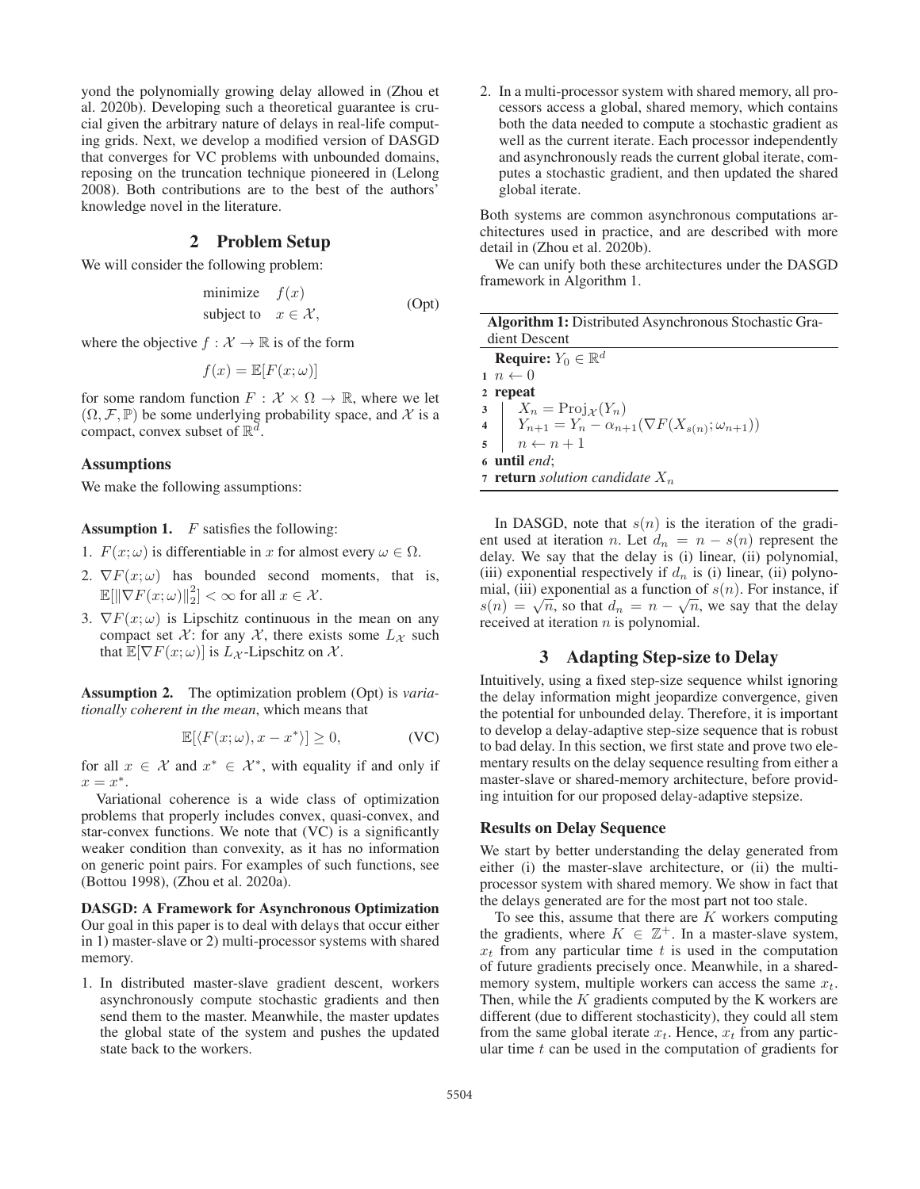yond the polynomially growing delay allowed in (Zhou et al. 2020b). Developing such a theoretical guarantee is crucial given the arbitrary nature of delays in real-life computing grids. Next, we develop a modified version of DASGD that converges for VC problems with unbounded domains, reposing on the truncation technique pioneered in (Lelong 2008). Both contributions are to the best of the authors' knowledge novel in the literature.

## 2 Problem Setup

We will consider the following problem:

$$\begin{aligned} \text{minimize} \quad & f(x) \\ \text{subject to} \quad & x \in \mathcal{X}, \end{aligned} \tag{Opt}$$

where the objective $f : \mathcal{X} \to \mathbb{R}$ is of the form

$$f(x) = \mathbb{E}[F(x; \omega)]$$

for some random function $F : \mathcal{X} \times \Omega \to \mathbb{R}$, where we let $(\Omega, \mathcal{F}, \mathbb{P})$ be some underlying probability space, and $\mathcal{X}$ is a compact, convex subset of $\mathbb{R}^d$.

### Assumptions

We make the following assumptions:

**Assumption 1.** $F$ satisfies the following:

1. $F(x; \omega)$ is differentiable in $x$ for almost every $\omega \in \Omega$.
2. $\nabla F(x; \omega)$ has bounded second moments, that is, $\mathbb{E}[\|\nabla F(x; \omega)\|_2^2] < \infty$ for all $x \in \mathcal{X}$.
3. $\nabla F(x; \omega)$ is Lipschitz continuous in the mean on any compact set $\mathcal{X}$: for any $\mathcal{X}$, there exists some $L_{\mathcal{X}}$ such that $\mathbb{E}[\nabla F(x; \omega)]$ is $L_{\mathcal{X}}$-Lipschitz on $\mathcal{X}$.

**Assumption 2.** The optimization problem (Opt) is *variationally coherent in the mean*, which means that

$$\mathbb{E}[\langle F(x; \omega), x - x^* \rangle] \geq 0, \tag{VC}$$

for all $x \in \mathcal{X}$ and $x^* \in \mathcal{X}^*$, with equality if and only if $x = x^*$.

Variational coherence is a wide class of optimization problems that properly includes convex, quasi-convex, and star-convex functions. We note that (VC) is a significantly weaker condition than convexity, as it has no information on generic point pairs. For examples of such functions, see (Bottou 1998), (Zhou et al. 2020a).

**DASGD: A Framework for Asynchronous Optimization** Our goal in this paper is to deal with delays that occur either in 1) master-slave or 2) multi-processor systems with shared memory.

1. In distributed master-slave gradient descent, workers asynchronously compute stochastic gradients and then send them to the master. Meanwhile, the master updates the global state of the system and pushes the updated state back to the workers.
2. In a multi-processor system with shared memory, all processors access a global, shared memory, which contains both the data needed to compute a stochastic gradient as well as the current iterate. Each processor independently and asynchronously reads the current global iterate, computes a stochastic gradient, and then updated the shared global iterate.

Both systems are common asynchronous computations architectures used in practice, and are described with more detail in (Zhou et al. 2020b).

We can unify both these architectures under the DASGD framework in Algorithm 1.

**Algorithm 1:** Distributed Asynchronous Stochastic Gradient Descent

```
Require: Y_0 ∈ R^d
1  n ← 0
2  repeat
3      X_n = Proj_X(Y_n)
4      Y_{n+1} = Y_n − α_{n+1}(∇F(X_{s(n)}; ω_{n+1}))
5      n ← n + 1
6  until end;
7  return solution candidate X_n
```

In DASGD, note that $s(n)$ is the iteration of the gradient used at iteration $n$. Let $d_n = n - s(n)$ represent the delay. We say that the delay is (i) linear, (ii) polynomial, (iii) exponential respectively if $d_n$ is (i) linear, (ii) polynomial, (iii) exponential as a function of $s(n)$. For instance, if $s(n) = \sqrt{n}$, so that $d_n = n - \sqrt{n}$, we say that the delay received at iteration $n$ is polynomial.

## 3 Adapting Step-size to Delay

Intuitively, using a fixed step-size sequence whilst ignoring the delay information might jeopardize convergence, given the potential for unbounded delay. Therefore, it is important to develop a delay-adaptive step-size sequence that is robust to bad delay. In this section, we first state and prove two elementary results on the delay sequence resulting from either a master-slave or shared-memory architecture, before providing intuition for our proposed delay-adaptive stepsize.

### Results on Delay Sequence

We start by better understanding the delay generated from either (i) the master-slave architecture, or (ii) the multi-processor system with shared memory. We show in fact that the delays generated are for the most part not too stale.

To see this, assume that there are $K$ workers computing the gradients, where $K \in \mathbb{Z}^+$. In a master-slave system, $x_t$ from any particular time $t$ is used in the computation of future gradients precisely once. Meanwhile, in a shared-memory system, multiple workers can access the same $x_t$. Then, while the $K$ gradients computed by the K workers are different (due to different stochasticity), they could all stem from the same global iterate $x_t$. Hence, $x_t$ from any particular time $t$ can be used in the computation of gradients for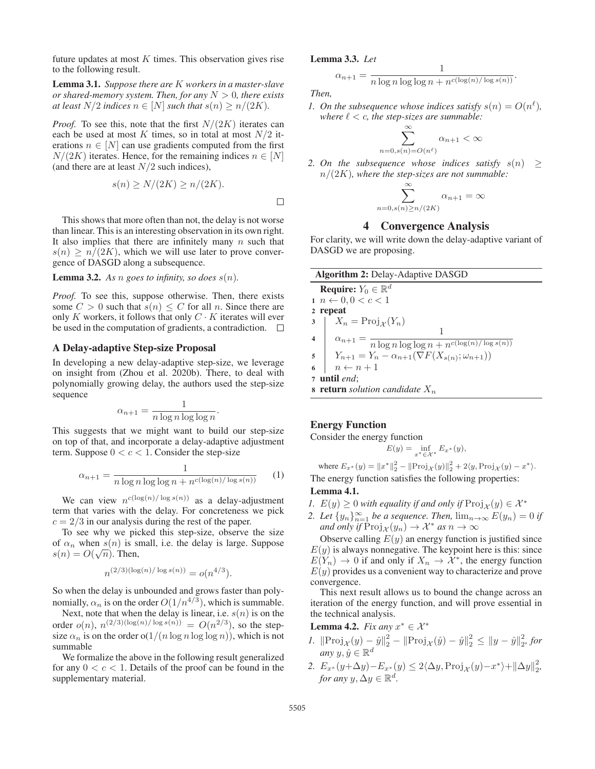future updates at most $K$ times. This observation gives rise to the following result.

**Lemma 3.1.** *Suppose there are $K$ workers in a master-slave or shared-memory system. Then, for any $N > 0$, there exists at least $N/2$ indices $n \in [N]$ such that $s(n) \geq n/(2K)$.*

*Proof.* To see this, note that the first $N/(2K)$ iterates can each be used at most $K$ times, so in total at most $N/2$ iterations $n \in [N]$ can use gradients computed from the first $N/(2K)$ iterates. Hence, for the remaining indices $n \in [N]$ (and there are at least $N/2$ such indices),

$$s(n) \geq N/(2K) \geq n/(2K).$$

□

This shows that more often than not, the delay is not worse than linear. This is an interesting observation in its own right. It also implies that there are infinitely many $n$ such that $s(n) \geq n/(2K)$, which we will use later to prove convergence of DASGD along a subsequence.

**Lemma 3.2.** *As $n$ goes to infinity, so does $s(n)$.*

*Proof.* To see this, suppose otherwise. Then, there exists some $C > 0$ such that $s(n) \leq C$ for all $n$. Since there are only $K$ workers, it follows that only $C \cdot K$ iterates will ever be used in the computation of gradients, a contradiction. □

### A Delay-adaptive Step-size Proposal

In developing a new delay-adaptive step-size, we leverage on insight from (Zhou et al. 2020b). There, to deal with polynomially growing delay, the authors used the step-size sequence

$$\alpha_{n+1} = \frac{1}{n \log n \log \log n}.$$

This suggests that we might want to build our step-size on top of that, and incorporate a delay-adaptive adjustment term. Suppose $0 < c < 1$. Consider the step-size

$$\alpha_{n+1} = \frac{1}{n \log n \log \log n + n^{c(\log(n)/\log s(n))}} \quad (1)$$

We can view $n^{c(\log(n)/\log s(n))}$ as a delay-adjustment term that varies with the delay. For concreteness we pick $c = 2/3$ in our analysis during the rest of the paper.

To see why we picked this step-size, observe the size of $\alpha_n$ when $s(n)$ is small, i.e. the delay is large. Suppose $s(n) = O(\sqrt{n})$. Then,

$$n^{(2/3)(\log(n)/\log s(n))} = o(n^{4/3}).$$

So when the delay is unbounded and grows faster than polynomially, $\alpha_n$ is on the order $O(1/n^{4/3})$, which is summable.

Next, note that when the delay is linear, i.e. $s(n)$ is on the order $o(n)$, $n^{(2/3)(\log(n)/\log s(n))} = O(n^{2/3})$, so the step-size $\alpha_n$ is on the order $o(1/(n \log n \log \log n))$, which is not summable

We formalize the above in the following result generalized for any $0 < c < 1$. Details of the proof can be found in the supplementary material.

**Lemma 3.3.** *Let*

$$\alpha_{n+1} = \frac{1}{n \log n \log \log n + n^{c(\log(n)/\log s(n))}}.$$

*Then,*

1. *On the subsequence whose indices satisfy $s(n) = O(n^\ell)$, where $\ell < c$, the step-sizes are summable:*
$$\sum_{n=0, s(n)=O(n^\ell)}^{\infty} \alpha_{n+1} < \infty$$
2. *On the subsequence whose indices satisfy $s(n) \geq n/(2K)$, where the step-sizes are not summable:*
$$\sum_{n=0, s(n) \geq n/(2K)}^{\infty} \alpha_{n+1} = \infty$$

## 4 Convergence Analysis

For clarity, we will write down the delay-adaptive variant of DASGD we are proposing.

**Algorithm 2:** Delay-Adaptive DASGD

```
Require: Y_0 ∈ R^d
1 n ← 0, 0 < c < 1
2 repeat
3     X_n = Proj_X(Y_n)
4     α_{n+1} = 1 / (n log n log log n + n^{c(log(n)/log s(n))})
5     Y_{n+1} = Y_n − α_{n+1}(∇F(X_{s(n)}; ω_{n+1}))
6     n ← n + 1
7 until end;
8 return solution candidate X_n
```

### Energy Function

Consider the energy function

$$E(y) = \inf_{x^* \in \mathcal{X}^*} E_{x^*}(y),$$

where $E_{x^*}(y) = \|x^*\|_2^2 - \|\text{Proj}_{\mathcal{X}}(y)\|_2^2 + 2\langle y, \text{Proj}_{\mathcal{X}}(y) - x^* \rangle$.

The energy function satisfies the following properties:

**Lemma 4.1.**

1. *$E(y) \geq 0$ with equality if and only if $\text{Proj}_{\mathcal{X}}(y) \in \mathcal{X}^*$*
2. *Let $\{y_n\}_{n=1}^{\infty}$ be a sequence. Then, $\lim_{n\to\infty} E(y_n) = 0$ if and only if $\text{Proj}_{\mathcal{X}}(y_n) \to \mathcal{X}^*$ as $n \to \infty$*

Observe calling $E(y)$ an energy function is justified since $E(y)$ is always nonnegative. The keypoint here is this: since $E(Y_n) \to 0$ if and only if $X_n \to \mathcal{X}^*$, the energy function $E(y)$ provides us a convenient way to characterize and prove convergence.

This next result allows us to bound the change across an iteration of the energy function, and will prove essential in the technical analysis.

**Lemma 4.2.** *Fix any $x^* \in \mathcal{X}^*$*

1. *$\|\text{Proj}_{\mathcal{X}}(y) - \hat{y}\|_2^2 - \|\text{Proj}_{\mathcal{X}}(\hat{y}) - \hat{y}\|_2^2 \leq \|y - \hat{y}\|_2^2$, for any $y, \hat{y} \in \mathbb{R}^d$*
2. *$E_{x^*}(y + \Delta y) - E_{x^*}(y) \leq 2\langle \Delta y, \text{Proj}_{\mathcal{X}}(y) - x^* \rangle + \|\Delta y\|_2^2$, for any $y, \Delta y \in \mathbb{R}^d$.*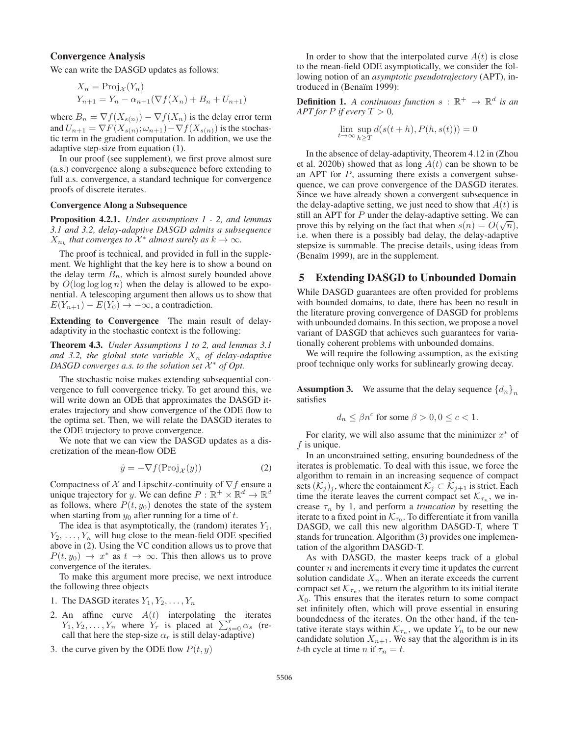### Convergence Analysis

We can write the DASGD updates as follows:

$$X_n = \mathrm{Proj}_{\mathcal{X}}(Y_n)$$
$$Y_{n+1} = Y_n - \alpha_{n+1}(\nabla f(X_n) + B_n + U_{n+1})$$

where $B_n = \nabla f(X_{s(n)}) - \nabla f(X_n)$ is the delay error term and $U_{n+1} = \nabla F(X_{s(n)}; \omega_{n+1}) - \nabla f(X_{s(n)})$ is the stochastic term in the gradient computation. In addition, we use the adaptive step-size from equation (1).

In our proof (see supplement), we first prove almost sure (a.s.) convergence along a subsequence before extending to full a.s. convergence, a standard technique for convergence proofs of discrete iterates.

#### Convergence Along a Subsequence

**Proposition 4.2.1.** *Under assumptions 1 - 2, and lemmas 3.1 and 3.2, delay-adaptive DASGD admits a subsequence $X_{n_k}$ that converges to $\mathcal{X}^*$ almost surely as $k \to \infty$.*

The proof is technical, and provided in full in the supplement. We highlight that the key here is to show a bound on the delay term $B_n$, which is almost surely bounded above by $O(\log\log\log n)$ when the delay is allowed to be exponential. A telescoping argument then allows us to show that $E(Y_{n+1}) - E(Y_0) \to -\infty$, a contradiction.

**Extending to Convergence** The main result of delay-adaptivity in the stochastic context is the following:

**Theorem 4.3.** *Under Assumptions 1 to 2, and lemmas 3.1 and 3.2, the global state variable $X_n$ of delay-adaptive DASGD converges a.s. to the solution set $\mathcal{X}^*$ of Opt.*

The stochastic noise makes extending subsequential convergence to full convergence tricky. To get around this, we will write down an ODE that approximates the DASGD iterates trajectory and show convergence of the ODE flow to the optima set. Then, we will relate the DASGD iterates to the ODE trajectory to prove convergence.

We note that we can view the DASGD updates as a discretization of the mean-flow ODE

$$\dot{y} = -\nabla f(\mathrm{Proj}_{\mathcal{X}}(y)) \tag{2}$$

Compactness of $\mathcal{X}$ and Lipschitz-continuity of $\nabla f$ ensure a unique trajectory for $y$. We can define $P : \mathbb{R}^+ \times \mathbb{R}^d \to \mathbb{R}^d$ as follows, where $P(t, y_0)$ denotes the state of the system when starting from $y_0$ after running for a time of $t$.

The idea is that asymptotically, the (random) iterates $Y_1$, $Y_2, \ldots, Y_n$ will hug close to the mean-field ODE specified above in (2). Using the VC condition allows us to prove that $P(t, y_0) \to x^*$ as $t \to \infty$. This then allows us to prove convergence of the iterates.

To make this argument more precise, we next introduce the following three objects

1. The DASGD iterates $Y_1, Y_2, \ldots, Y_n$
2. An affine curve $A(t)$ interpolating the iterates $Y_1, Y_2, \ldots, Y_n$ where $Y_r$ is placed at $\sum_{s=0}^{r} \alpha_s$ (recall that here the step-size $\alpha_r$ is still delay-adaptive)
3. the curve given by the ODE flow $P(t, y)$

In order to show that the interpolated curve $A(t)$ is close to the mean-field ODE asymptotically, we consider the following notion of an *asymptotic pseudotrajectory* (APT), introduced in (Benaïm 1999):

**Definition 1.** *A continuous function $s : \mathbb{R}^+ \to \mathbb{R}^d$ is an APT for $P$ if every $T > 0$,*

$$\lim_{t\to\infty} \sup_{h \geq T} d(s(t+h), P(h, s(t))) = 0$$

In the absence of delay-adaptivity, Theorem 4.12 in (Zhou et al. 2020b) showed that as long $A(t)$ can be shown to be an APT for $P$, assuming there exists a convergent subsequence, we can prove convergence of the DASGD iterates. Since we have already shown a convergent subsequence in the delay-adaptive setting, we just need to show that $A(t)$ is still an APT for $P$ under the delay-adaptive setting. We can prove this by relying on the fact that when $s(n) = O(\sqrt{n})$, i.e. when there is a possibly bad delay, the delay-adaptive stepsize is summable. The precise details, using ideas from (Benaïm 1999), are in the supplement.

## 5 Extending DASGD to Unbounded Domain

While DASGD guarantees are often provided for problems with bounded domains, to date, there has been no result in the literature proving convergence of DASGD for problems with unbounded domains. In this section, we propose a novel variant of DASGD that achieves such guarantees for variationally coherent problems with unbounded domains.

We will require the following assumption, as the existing proof technique only works for sublinearly growing decay.

**Assumption 3.** We assume that the delay sequence $\{d_n\}_n$ satisfies

$$d_n \leq \beta n^c \text{ for some } \beta > 0, 0 \leq c < 1.$$

For clarity, we will also assume that the minimizer $x^*$ of $f$ is unique.

In an unconstrained setting, ensuring boundedness of the iterates is problematic. To deal with this issue, we force the algorithm to remain in an increasing sequence of compact sets $(\mathcal{K}_j)_j$, where the containment $\mathcal{K}_j \subset \mathcal{K}_{j+1}$ is strict. Each time the iterate leaves the current compact set $\mathcal{K}_{\tau_n}$, we increase $\tau_n$ by 1, and perform a *truncation* by resetting the iterate to a fixed point in $\mathcal{K}_{\tau_0}$. To differentiate it from vanilla DASGD, we call this new algorithm DASGD-T, where T stands for truncation. Algorithm (3) provides one implementation of the algorithm DASGD-T.

As with DASGD, the master keeps track of a global counter $n$ and increments it every time it updates the current solution candidate $X_n$. When an iterate exceeds the current compact set $\mathcal{K}_{\tau_n}$, we return the algorithm to its initial iterate $X_0$. This ensures that the iterates return to some compact set infinitely often, which will prove essential in ensuring boundedness of the iterates. On the other hand, if the tentative iterate stays within $\mathcal{K}_{\tau_n}$, we update $Y_n$ to be our new candidate solution $X_{n+1}$. We say that the algorithm is in its $t$-th cycle at time $n$ if $\tau_n = t$.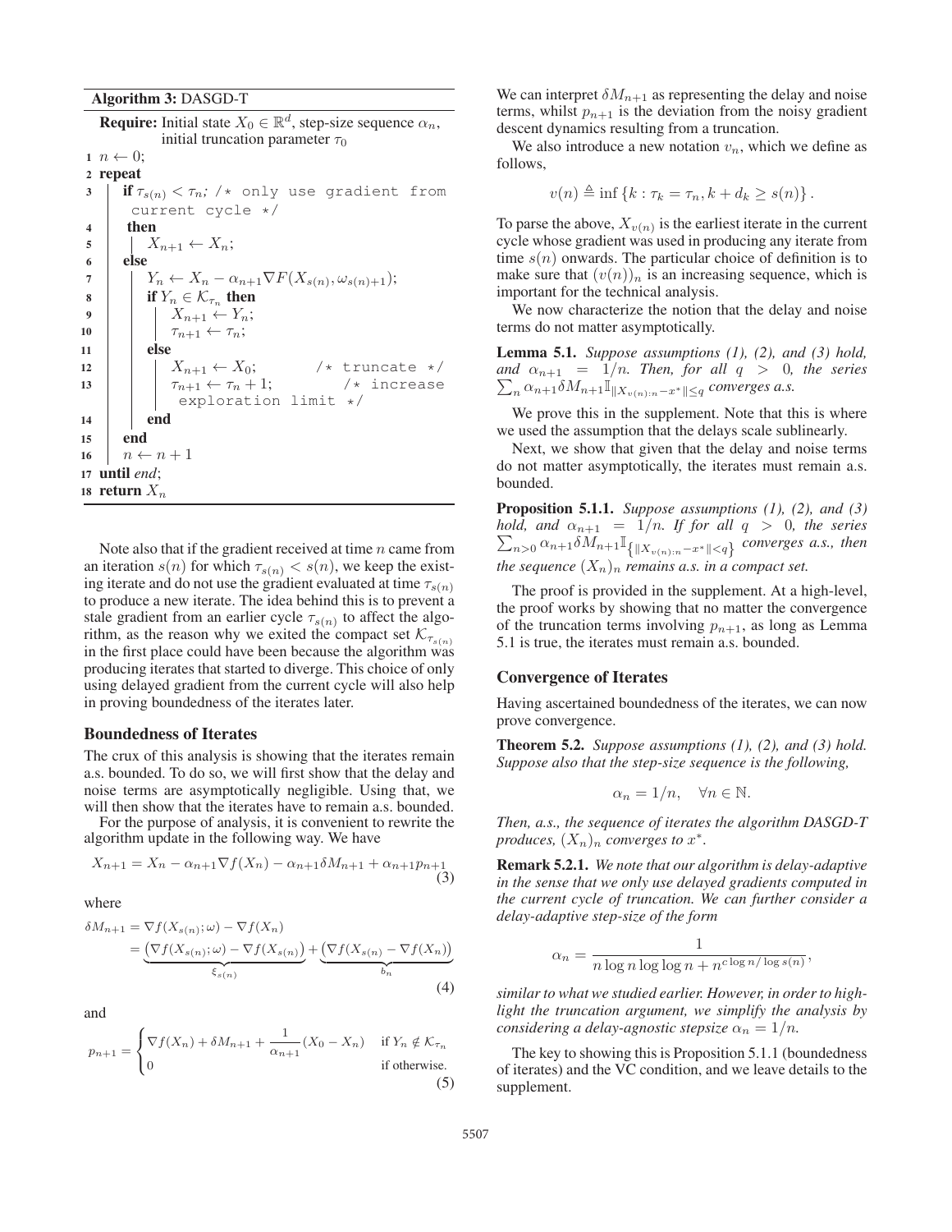**Algorithm 3:** DASGD-T

**Require:** Initial state $X_0 \in \mathbb{R}^d$, step-size sequence $\alpha_n$, initial truncation parameter $\tau_0$

```
1  n ← 0;
2  repeat
3    if τ_{s(n)} < τ_n; /* only use gradient from current cycle */
4    then
5      X_{n+1} ← X_n;
6    else
7      Y_n ← X_n − α_{n+1} ∇F(X_{s(n)}, ω_{s(n)+1});
8      if Y_n ∈ K_{τ_n} then
9        X_{n+1} ← Y_n;
10       τ_{n+1} ← τ_n;
11     else
12       X_{n+1} ← X_0;          /* truncate */
13       τ_{n+1} ← τ_n + 1;      /* increase exploration limit */
14     end
15   end
16   n ← n + 1
17 until end;
18 return X_n
```

Note also that if the gradient received at time $n$ came from an iteration $s(n)$ for which $\tau_{s(n)} < s(n)$, we keep the existing iterate and do not use the gradient evaluated at time $\tau_{s(n)}$ to produce a new iterate. The idea behind this is to prevent a stale gradient from an earlier cycle $\tau_{s(n)}$ to affect the algorithm, as the reason why we exited the compact set $\mathcal{K}_{\tau_{s(n)}}$ in the first place could have been because the algorithm was producing iterates that started to diverge. This choice of only using delayed gradient from the current cycle will also help in proving boundedness of the iterates later.

### Boundedness of Iterates

The crux of this analysis is showing that the iterates remain a.s. bounded. To do so, we will first show that the delay and noise terms are asymptotically negligible. Using that, we will then show that the iterates have to remain a.s. bounded.

For the purpose of analysis, it is convenient to rewrite the algorithm update in the following way. We have

$$X_{n+1} = X_n - \alpha_{n+1}\nabla f(X_n) - \alpha_{n+1}\delta M_{n+1} + \alpha_{n+1}p_{n+1} \tag{3}$$

where

$$\begin{aligned}\delta M_{n+1} &= \nabla f(X_{s(n)};\omega) - \nabla f(X_n) \\ &= \underbrace{\left(\nabla f(X_{s(n)};\omega) - \nabla f(X_{s(n)})\right)}_{\xi_{s(n)}} + \underbrace{\left(\nabla f(X_{s(n)} - \nabla f(X_n)\right)}_{b_n}\end{aligned} \tag{4}$$

and

$$p_{n+1} = \begin{cases}\nabla f(X_n) + \delta M_{n+1} + \dfrac{1}{\alpha_{n+1}}(X_0 - X_n) & \text{if } Y_n \notin \mathcal{K}_{\tau_n} \\ 0 & \text{if otherwise.}\end{cases} \tag{5}$$

We can interpret $\delta M_{n+1}$ as representing the delay and noise terms, whilst $p_{n+1}$ is the deviation from the noisy gradient descent dynamics resulting from a truncation.

We also introduce a new notation $v_n$, which we define as follows,

$$v(n) \triangleq \inf\left\{k : \tau_k = \tau_n, k + d_k \geq s(n)\right\}.$$

To parse the above, $X_{v(n)}$ is the earliest iterate in the current cycle whose gradient was used in producing any iterate from time $s(n)$ onwards. The particular choice of definition is to make sure that $(v(n))_n$ is an increasing sequence, which is important for the technical analysis.

We now characterize the notion that the delay and noise terms do not matter asymptotically.

**Lemma 5.1.** *Suppose assumptions (1), (2), and (3) hold, and $\alpha_{n+1} = 1/n$. Then, for all $q > 0$, the series $\sum_n \alpha_{n+1}\delta M_{n+1}\mathbb{I}_{\|X_{v(n):n} - x^*\| \leq q}$ converges a.s.*

We prove this in the supplement. Note that this is where we used the assumption that the delays scale sublinearly.

Next, we show that given that the delay and noise terms do not matter asymptotically, the iterates must remain a.s. bounded.

**Proposition 5.1.1.** *Suppose assumptions (1), (2), and (3) hold, and $\alpha_{n+1} = 1/n$. If for all $q > 0$, the series $\sum_{n>0}\alpha_{n+1}\delta M_{n+1}\mathbb{I}_{\left\{\|X_{v(n):n} - x^*\| < q\right\}}$ converges a.s., then the sequence $(X_n)_n$ remains a.s. in a compact set.*

The proof is provided in the supplement. At a high-level, the proof works by showing that no matter the convergence of the truncation terms involving $p_{n+1}$, as long as Lemma 5.1 is true, the iterates must remain a.s. bounded.

### Convergence of Iterates

Having ascertained boundedness of the iterates, we can now prove convergence.

**Theorem 5.2.** *Suppose assumptions (1), (2), and (3) hold. Suppose also that the step-size sequence is the following,*

$$\alpha_n = 1/n, \quad \forall n \in \mathbb{N}.$$

*Then, a.s., the sequence of iterates the algorithm DASGD-T produces, $(X_n)_n$ converges to $x^*$.*

**Remark 5.2.1.** *We note that our algorithm is delay-adaptive in the sense that we only use delayed gradients computed in the current cycle of truncation. We can further consider a delay-adaptive step-size of the form*

$$\alpha_n = \frac{1}{n\log n\log\log n + n^{c\log n/\log s(n)}},$$

*similar to what we studied earlier. However, in order to highlight the truncation argument, we simplify the analysis by considering a delay-agnostic stepsize $\alpha_n = 1/n$.*

The key to showing this is Proposition 5.1.1 (boundedness of iterates) and the VC condition, and we leave details to the supplement.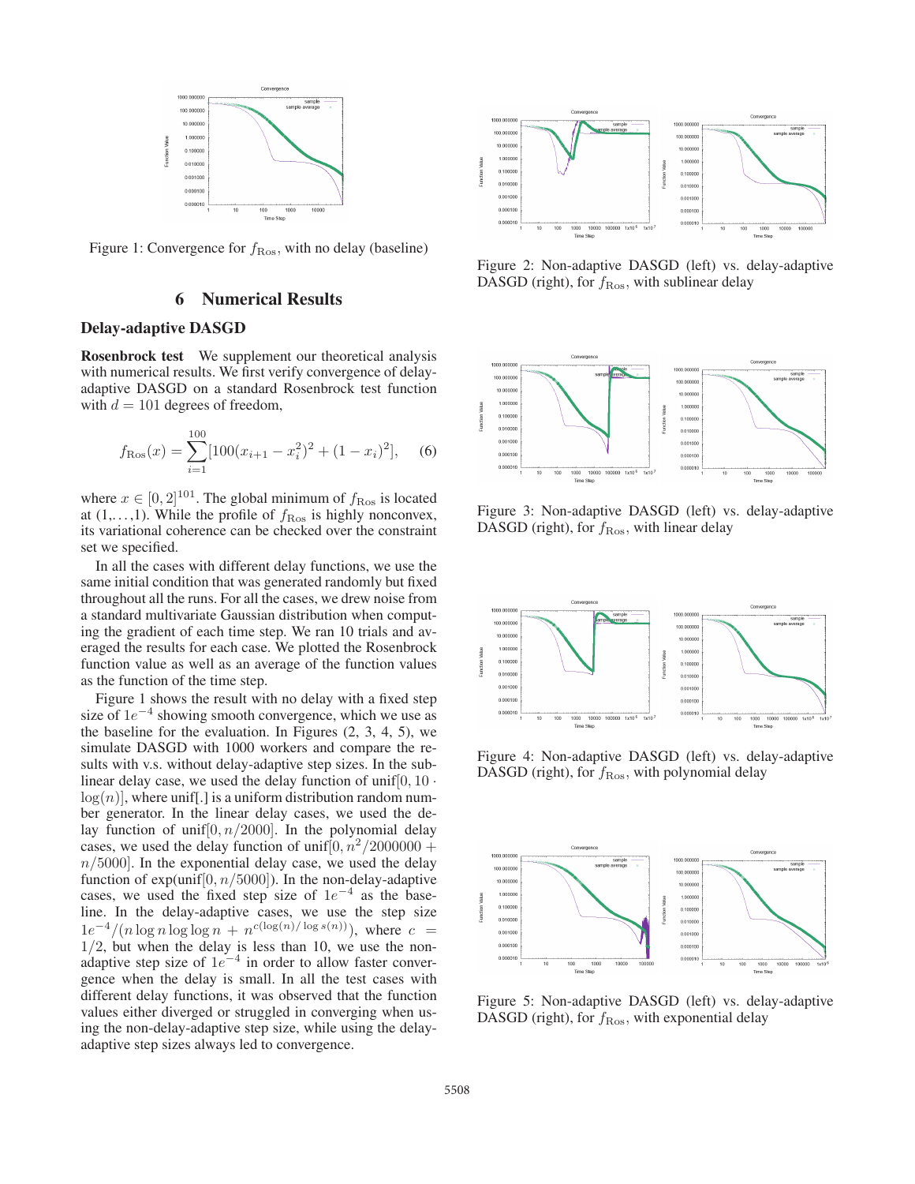Figure 1: Convergence for $f_{\mathrm{Ros}}$, with no delay (baseline)

## 6 Numerical Results

### Delay-adaptive DASGD

**Rosenbrock test** We supplement our theoretical analysis with numerical results. We first verify convergence of delay-adaptive DASGD on a standard Rosenbrock test function with $d = 101$ degrees of freedom,

$$f_{\mathrm{Ros}}(x) = \sum_{i=1}^{100} [100(x_{i+1} - x_i^2)^2 + (1 - x_i)^2], \quad (6)$$

where $x \in [0, 2]^{101}$. The global minimum of $f_{\mathrm{Ros}}$ is located at (1,...,1). While the profile of $f_{\mathrm{Ros}}$ is highly nonconvex, its variational coherence can be checked over the constraint set we specified.

In all the cases with different delay functions, we use the same initial condition that was generated randomly but fixed throughout all the runs. For all the cases, we drew noise from a standard multivariate Gaussian distribution when computing the gradient of each time step. We ran 10 trials and averaged the results for each case. We plotted the Rosenbrock function value as well as an average of the function values as the function of the time step.

Figure 1 shows the result with no delay with a fixed step size of $1e^{-4}$ showing smooth convergence, which we use as the baseline for the evaluation. In Figures (2, 3, 4, 5), we simulate DASGD with 1000 workers and compare the results with v.s. without delay-adaptive step sizes. In the sublinear delay case, we used the delay function of unif$[0, 10 \cdot \log(n)]$, where unif[.] is a uniform distribution random number generator. In the linear delay cases, we used the delay function of unif$[0, n/2000]$. In the polynomial delay cases, we used the delay function of unif$[0, n^2/2000000 + n/5000]$. In the exponential delay case, we used the delay function of exp(unif$[0, n/5000]$). In the non-delay-adaptive cases, we used the fixed step size of $1e^{-4}$ as the baseline. In the delay-adaptive cases, we use the step size $1e^{-4}/(n \log n \log \log n + n^{c(\log(n)/\log s(n))})$, where $c = 1/2$, but when the delay is less than 10, we use the non-adaptive step size of $1e^{-4}$ in order to allow faster convergence when the delay is small. In all the test cases with different delay functions, it was observed that the function values either diverged or struggled in converging when using the non-delay-adaptive step size, while using the delay-adaptive step sizes always led to convergence.

Figure 2: Non-adaptive DASGD (left) vs. delay-adaptive DASGD (right), for $f_{\mathrm{Ros}}$, with sublinear delay

Figure 3: Non-adaptive DASGD (left) vs. delay-adaptive DASGD (right), for $f_{\mathrm{Ros}}$, with linear delay

Figure 4: Non-adaptive DASGD (left) vs. delay-adaptive DASGD (right), for $f_{\mathrm{Ros}}$, with polynomial delay

Figure 5: Non-adaptive DASGD (left) vs. delay-adaptive DASGD (right), for $f_{\mathrm{Ros}}$, with exponential delay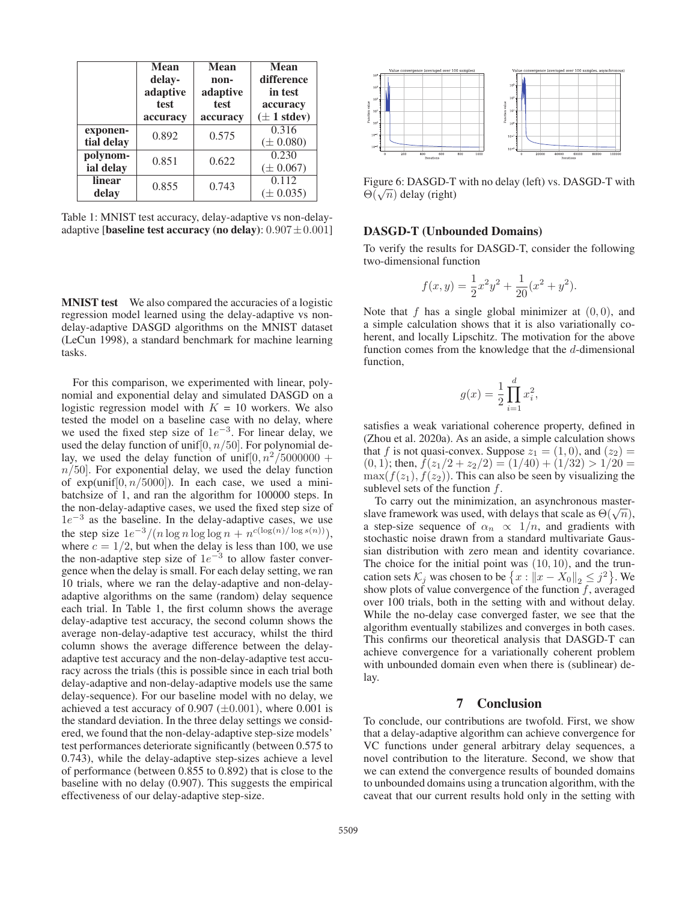| | Mean delay-adaptive test accuracy | Mean non-adaptive test accuracy | Mean difference in test accuracy (± 1 stdev) |
|---|---|---|---|
| **exponential delay** | 0.892 | 0.575 | 0.316 (± 0.080) |
| **polynomial delay** | 0.851 | 0.622 | 0.230 (± 0.067) |
| **linear delay** | 0.855 | 0.743 | 0.112 (± 0.035) |

Table 1: MNIST test accuracy, delay-adaptive vs non-delay-adaptive [**baseline test accuracy (no delay)**: $0.907 \pm 0.001$]

**MNIST test** We also compared the accuracies of a logistic regression model learned using the delay-adaptive vs non-delay-adaptive DASGD algorithms on the MNIST dataset (LeCun 1998), a standard benchmark for machine learning tasks.

For this comparison, we experimented with linear, polynomial and exponential delay and simulated DASGD on a logistic regression model with $K$ = 10 workers. We also tested the model on a baseline case with no delay, where we used the fixed step size of $1e^{-3}$. For linear delay, we used the delay function of unif$[0, n/50]$. For polynomial delay, we used the delay function of unif$[0, n^2/5000000 + n/50]$. For exponential delay, we used the delay function of $\exp(\text{unif}[0, n/5000])$. In each case, we used a mini-batchsize of 1, and ran the algorithm for 100000 steps. In the non-delay-adaptive cases, we used the fixed step size of $1e^{-3}$ as the baseline. In the delay-adaptive cases, we use the step size $1e^{-3}/(n \log n \log \log n + n^{c(\log(n)/\log s(n))})$, where $c = 1/2$, but when the delay is less than 100, we use the non-adaptive step size of $1e^{-3}$ to allow faster convergence when the delay is small. For each delay setting, we ran 10 trials, where we ran the delay-adaptive and non-delay-adaptive algorithms on the same (random) delay sequence each trial. In Table 1, the first column shows the average delay-adaptive test accuracy, the second column shows the average non-delay-adaptive test accuracy, whilst the third column shows the average difference between the delay-adaptive test accuracy and the non-delay-adaptive test accuracy across the trials (this is possible since in each trial both delay-adaptive and non-delay-adaptive models use the same delay-sequence). For our baseline model with no delay, we achieved a test accuracy of 0.907 ($\pm 0.001$), where 0.001 is the standard deviation. In the three delay settings we considered, we found that the non-delay-adaptive step-size models' test performances deteriorate significantly (between 0.575 to 0.743), while the delay-adaptive step-sizes achieve a level of performance (between 0.855 to 0.892) that is close to the baseline with no delay (0.907). This suggests the empirical effectiveness of our delay-adaptive step-size.

Figure 6: DASGD-T with no delay (left) vs. DASGD-T with $\Theta(\sqrt{n})$ delay (right)

### DASGD-T (Unbounded Domains)

To verify the results for DASGD-T, consider the following two-dimensional function

$$f(x, y) = \frac{1}{2}x^2y^2 + \frac{1}{20}(x^2 + y^2).$$

Note that $f$ has a single global minimizer at $(0, 0)$, and a simple calculation shows that it is also variationally coherent, and locally Lipschitz. The motivation for the above function comes from the knowledge that the $d$-dimensional function,

$$g(x) = \frac{1}{2}\prod_{i=1}^{d} x_i^2,$$

satisfies a weak variational coherence property, defined in (Zhou et al. 2020a). As an aside, a simple calculation shows that $f$ is not quasi-convex. Suppose $z_1 = (1, 0)$, and $(z_2) = (0, 1)$; then, $f(z_1/2 + z_2/2) = (1/40) + (1/32) > 1/20 = \max(f(z_1), f(z_2))$. This can also be seen by visualizing the sublevel sets of the function $f$.

To carry out the minimization, an asynchronous master-slave framework was used, with delays that scale as $\Theta(\sqrt{n})$, a step-size sequence of $\alpha_n \propto 1/n$, and gradients with stochastic noise drawn from a standard multivariate Gaussian distribution with zero mean and identity covariance. The choice for the initial point was $(10, 10)$, and the truncation sets $\mathcal{K}_j$ was chosen to be $\{x : \|x - X_0\|_2 \leq j^2\}$. We show plots of value convergence of the function $f$, averaged over 100 trials, both in the setting with and without delay. While the no-delay case converged faster, we see that the algorithm eventually stabilizes and converges in both cases. This confirms our theoretical analysis that DASGD-T can achieve convergence for a variationally coherent problem with unbounded domain even when there is (sublinear) delay.

## 7 Conclusion

To conclude, our contributions are twofold. First, we show that a delay-adaptive algorithm can achieve convergence for VC functions under general arbitrary delay sequences, a novel contribution to the literature. Second, we show that we can extend the convergence results of bounded domains to unbounded domains using a truncation algorithm, with the caveat that our current results hold only in the setting with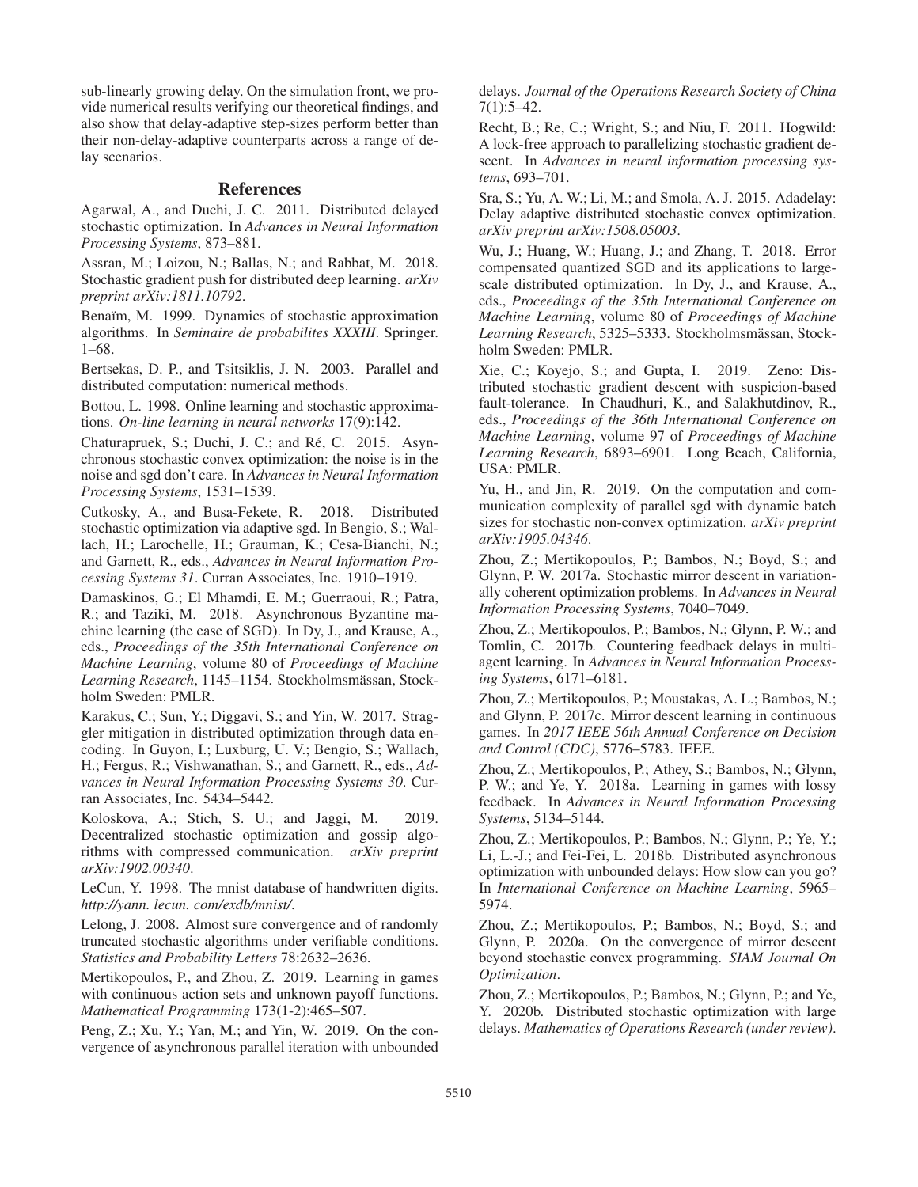sub-linearly growing delay. On the simulation front, we provide numerical results verifying our theoretical findings, and also show that delay-adaptive step-sizes perform better than their non-delay-adaptive counterparts across a range of delay scenarios.

## References

Agarwal, A., and Duchi, J. C. 2011. Distributed delayed stochastic optimization. In *Advances in Neural Information Processing Systems*, 873–881.

Assran, M.; Loizou, N.; Ballas, N.; and Rabbat, M. 2018. Stochastic gradient push for distributed deep learning. *arXiv preprint arXiv:1811.10792*.

Benaïm, M. 1999. Dynamics of stochastic approximation algorithms. In *Seminaire de probabilites XXXIII*. Springer. 1–68.

Bertsekas, D. P., and Tsitsiklis, J. N. 2003. Parallel and distributed computation: numerical methods.

Bottou, L. 1998. Online learning and stochastic approximations. *On-line learning in neural networks* 17(9):142.

Chaturapruek, S.; Duchi, J. C.; and Ré, C. 2015. Asynchronous stochastic convex optimization: the noise is in the noise and sgd don't care. In *Advances in Neural Information Processing Systems*, 1531–1539.

Cutkosky, A., and Busa-Fekete, R. 2018. Distributed stochastic optimization via adaptive sgd. In Bengio, S.; Wallach, H.; Larochelle, H.; Grauman, K.; Cesa-Bianchi, N.; and Garnett, R., eds., *Advances in Neural Information Processing Systems 31*. Curran Associates, Inc. 1910–1919.

Damaskinos, G.; El Mhamdi, E. M.; Guerraoui, R.; Patra, R.; and Taziki, M. 2018. Asynchronous Byzantine machine learning (the case of SGD). In Dy, J., and Krause, A., eds., *Proceedings of the 35th International Conference on Machine Learning*, volume 80 of *Proceedings of Machine Learning Research*, 1145–1154. Stockholmsmässan, Stockholm Sweden: PMLR.

Karakus, C.; Sun, Y.; Diggavi, S.; and Yin, W. 2017. Straggler mitigation in distributed optimization through data encoding. In Guyon, I.; Luxburg, U. V.; Bengio, S.; Wallach, H.; Fergus, R.; Vishwanathan, S.; and Garnett, R., eds., *Advances in Neural Information Processing Systems 30*. Curran Associates, Inc. 5434–5442.

Koloskova, A.; Stich, S. U.; and Jaggi, M. 2019. Decentralized stochastic optimization and gossip algorithms with compressed communication. *arXiv preprint arXiv:1902.00340*.

LeCun, Y. 1998. The mnist database of handwritten digits. *http://yann. lecun. com/exdb/mnist/*.

Lelong, J. 2008. Almost sure convergence and of randomly truncated stochastic algorithms under verifiable conditions. *Statistics and Probability Letters* 78:2632–2636.

Mertikopoulos, P., and Zhou, Z. 2019. Learning in games with continuous action sets and unknown payoff functions. *Mathematical Programming* 173(1-2):465–507.

Peng, Z.; Xu, Y.; Yan, M.; and Yin, W. 2019. On the convergence of asynchronous parallel iteration with unbounded delays. *Journal of the Operations Research Society of China* 7(1):5–42.

Recht, B.; Re, C.; Wright, S.; and Niu, F. 2011. Hogwild: A lock-free approach to parallelizing stochastic gradient descent. In *Advances in neural information processing systems*, 693–701.

Sra, S.; Yu, A. W.; Li, M.; and Smola, A. J. 2015. Adadelay: Delay adaptive distributed stochastic convex optimization. *arXiv preprint arXiv:1508.05003*.

Wu, J.; Huang, W.; Huang, J.; and Zhang, T. 2018. Error compensated quantized SGD and its applications to large-scale distributed optimization. In Dy, J., and Krause, A., eds., *Proceedings of the 35th International Conference on Machine Learning*, volume 80 of *Proceedings of Machine Learning Research*, 5325–5333. Stockholmsmässan, Stockholm Sweden: PMLR.

Xie, C.; Koyejo, S.; and Gupta, I. 2019. Zeno: Distributed stochastic gradient descent with suspicion-based fault-tolerance. In Chaudhuri, K., and Salakhutdinov, R., eds., *Proceedings of the 36th International Conference on Machine Learning*, volume 97 of *Proceedings of Machine Learning Research*, 6893–6901. Long Beach, California, USA: PMLR.

Yu, H., and Jin, R. 2019. On the computation and communication complexity of parallel sgd with dynamic batch sizes for stochastic non-convex optimization. *arXiv preprint arXiv:1905.04346*.

Zhou, Z.; Mertikopoulos, P.; Bambos, N.; Boyd, S.; and Glynn, P. W. 2017a. Stochastic mirror descent in variationally coherent optimization problems. In *Advances in Neural Information Processing Systems*, 7040–7049.

Zhou, Z.; Mertikopoulos, P.; Bambos, N.; Glynn, P. W.; and Tomlin, C. 2017b. Countering feedback delays in multi-agent learning. In *Advances in Neural Information Processing Systems*, 6171–6181.

Zhou, Z.; Mertikopoulos, P.; Moustakas, A. L.; Bambos, N.; and Glynn, P. 2017c. Mirror descent learning in continuous games. In *2017 IEEE 56th Annual Conference on Decision and Control (CDC)*, 5776–5783. IEEE.

Zhou, Z.; Mertikopoulos, P.; Athey, S.; Bambos, N.; Glynn, P. W.; and Ye, Y. 2018a. Learning in games with lossy feedback. In *Advances in Neural Information Processing Systems*, 5134–5144.

Zhou, Z.; Mertikopoulos, P.; Bambos, N.; Glynn, P.; Ye, Y.; Li, L.-J.; and Fei-Fei, L. 2018b. Distributed asynchronous optimization with unbounded delays: How slow can you go? In *International Conference on Machine Learning*, 5965–5974.

Zhou, Z.; Mertikopoulos, P.; Bambos, N.; Boyd, S.; and Glynn, P. 2020a. On the convergence of mirror descent beyond stochastic convex programming. *SIAM Journal On Optimization*.

Zhou, Z.; Mertikopoulos, P.; Bambos, N.; Glynn, P.; and Ye, Y. 2020b. Distributed stochastic optimization with large delays. *Mathematics of Operations Research (under review)*.